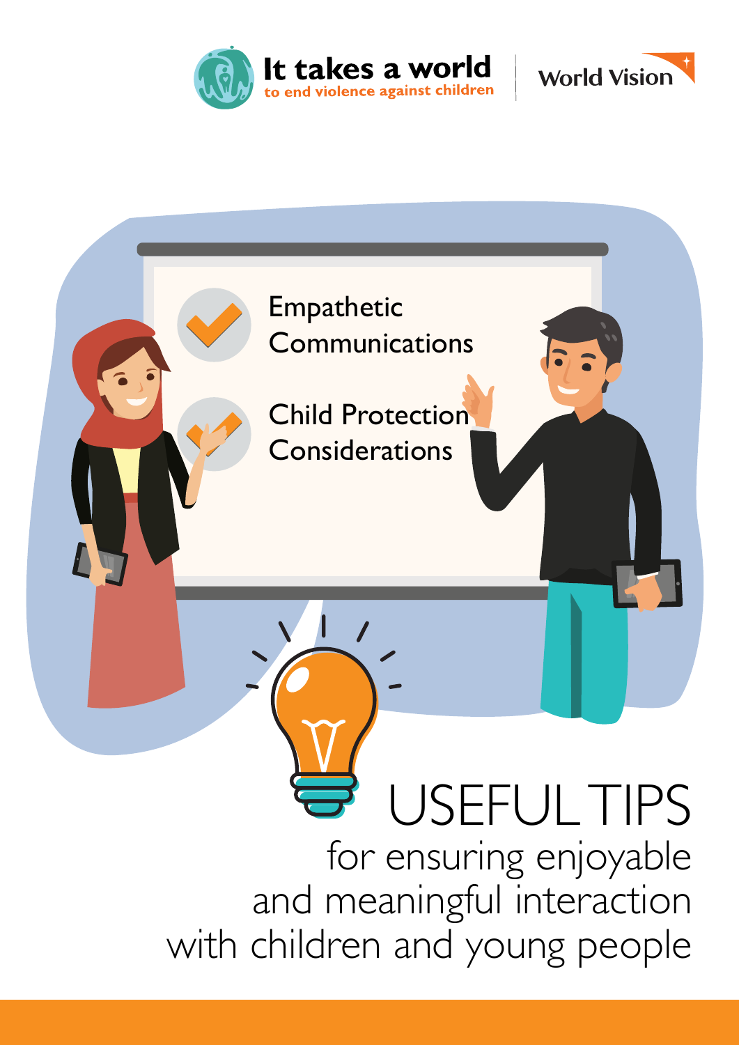It takes a world
to end violence against children

World Vision

Empathetic Communications

Child Protection Considerations

# USEFUL TIPS

for ensuring enjoyable and meaningful interaction with children and young people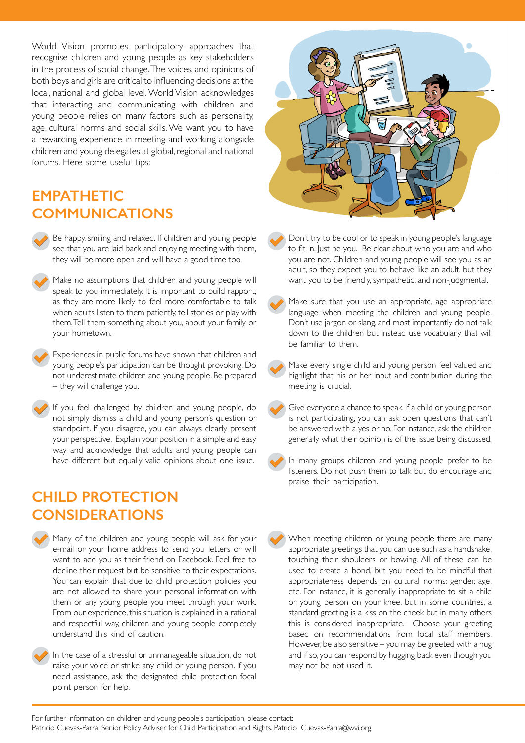World Vision promotes participatory approaches that recognise children and young people as key stakeholders in the process of social change. The voices, and opinions of both boys and girls are critical to influencing decisions at the local, national and global level. World Vision acknowledges that interacting and communicating with children and young people relies on many factors such as personality, age, cultural norms and social skills. We want you to have a rewarding experience in meeting and working alongside children and young delegates at global, regional and national forums. Here some useful tips:

## EMPATHETIC COMMUNICATIONS

- Be happy, smiling and relaxed. If children and young people see that you are laid back and enjoying meeting with them, they will be more open and will have a good time too.
- Make no assumptions that children and young people will speak to you immediately. It is important to build rapport, as they are more likely to feel more comfortable to talk when adults listen to them patiently, tell stories or play with them. Tell them something about you, about your family or your hometown.
- Experiences in public forums have shown that children and young people's participation can be thought provoking. Do not underestimate children and young people. Be prepared – they will challenge you.
- If you feel challenged by children and young people, do not simply dismiss a child and young person's question or standpoint. If you disagree, you can always clearly present your perspective. Explain your position in a simple and easy way and acknowledge that adults and young people can have different but equally valid opinions about one issue.
- Don't try to be cool or to speak in young people's language to fit in. Just be you. Be clear about who you are and who you are not. Children and young people will see you as an adult, so they expect you to behave like an adult, but they want you to be friendly, sympathetic, and non-judgmental.
- Make sure that you use an appropriate, age appropriate language when meeting the children and young people. Don't use jargon or slang, and most importantly do not talk down to the children but instead use vocabulary that will be familiar to them.
- Make every single child and young person feel valued and highlight that his or her input and contribution during the meeting is crucial.
- Give everyone a chance to speak. If a child or young person is not participating, you can ask open questions that can't be answered with a yes or no. For instance, ask the children generally what their opinion is of the issue being discussed.
- In many groups children and young people prefer to be listeners. Do not push them to talk but do encourage and praise their participation.

## CHILD PROTECTION CONSIDERATIONS

- Many of the children and young people will ask for your e-mail or your home address to send you letters or will want to add you as their friend on Facebook. Feel free to decline their request but be sensitive to their expectations. You can explain that due to child protection policies you are not allowed to share your personal information with them or any young people you meet through your work. From our experience, this situation is explained in a rational and respectful way, children and young people completely understand this kind of caution.
- In the case of a stressful or unmanageable situation, do not raise your voice or strike any child or young person. If you need assistance, ask the designated child protection focal point person for help.
- When meeting children or young people there are many appropriate greetings that you can use such as a handshake, touching their shoulders or bowing. All of these can be used to create a bond, but you need to be mindful that appropriateness depends on cultural norms; gender, age, etc. For instance, it is generally inappropriate to sit a child or young person on your knee, but in some countries, a standard greeting is a kiss on the cheek but in many others this is considered inappropriate. Choose your greeting based on recommendations from local staff members. However, be also sensitive – you may be greeted with a hug and if so, you can respond by hugging back even though you may not be not used it.

For further information on children and young people's participation, please contact:
Patricio Cuevas-Parra, Senior Policy Adviser for Child Participation and Rights. Patricio_Cuevas-Parra@wvi.org